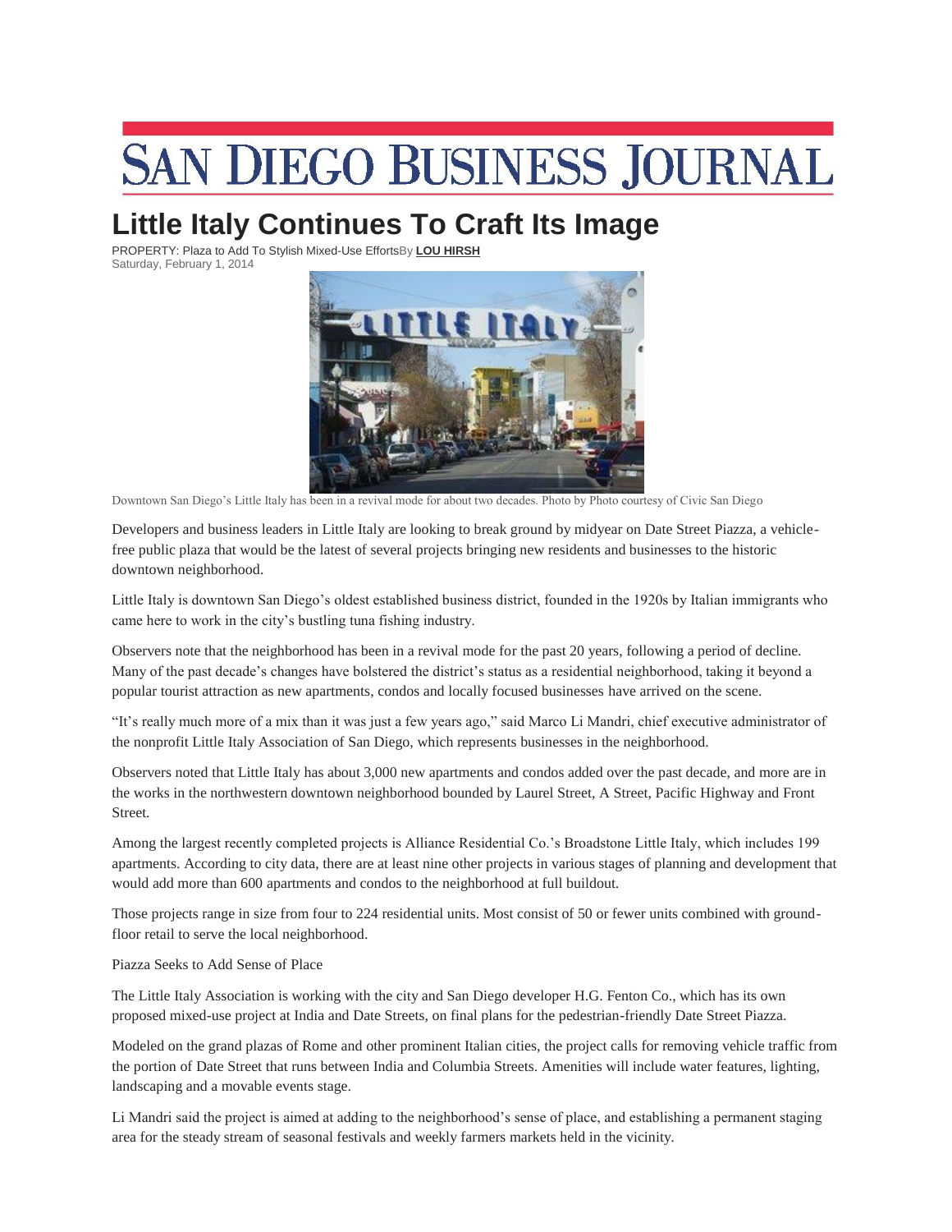# SAN DIEGO BUSINESS JOURNAL

## Little Italy Continues To Craft Its Image

PROPERTY: Plaza to Add To Stylish Mixed-Use EffortsBy **LOU HIRSH**

Saturday, February 1, 2014

Downtown San Diego's Little Italy has been in a revival mode for about two decades. Photo by Photo courtesy of Civic San Diego

Developers and business leaders in Little Italy are looking to break ground by midyear on Date Street Piazza, a vehicle-free public plaza that would be the latest of several projects bringing new residents and businesses to the historic downtown neighborhood.

Little Italy is downtown San Diego's oldest established business district, founded in the 1920s by Italian immigrants who came here to work in the city's bustling tuna fishing industry.

Observers note that the neighborhood has been in a revival mode for the past 20 years, following a period of decline. Many of the past decade's changes have bolstered the district's status as a residential neighborhood, taking it beyond a popular tourist attraction as new apartments, condos and locally focused businesses have arrived on the scene.

"It's really much more of a mix than it was just a few years ago," said Marco Li Mandri, chief executive administrator of the nonprofit Little Italy Association of San Diego, which represents businesses in the neighborhood.

Observers noted that Little Italy has about 3,000 new apartments and condos added over the past decade, and more are in the works in the northwestern downtown neighborhood bounded by Laurel Street, A Street, Pacific Highway and Front Street.

Among the largest recently completed projects is Alliance Residential Co.'s Broadstone Little Italy, which includes 199 apartments. According to city data, there are at least nine other projects in various stages of planning and development that would add more than 600 apartments and condos to the neighborhood at full buildout.

Those projects range in size from four to 224 residential units. Most consist of 50 or fewer units combined with ground-floor retail to serve the local neighborhood.

Piazza Seeks to Add Sense of Place

The Little Italy Association is working with the city and San Diego developer H.G. Fenton Co., which has its own proposed mixed-use project at India and Date Streets, on final plans for the pedestrian-friendly Date Street Piazza.

Modeled on the grand plazas of Rome and other prominent Italian cities, the project calls for removing vehicle traffic from the portion of Date Street that runs between India and Columbia Streets. Amenities will include water features, lighting, landscaping and a movable events stage.

Li Mandri said the project is aimed at adding to the neighborhood's sense of place, and establishing a permanent staging area for the steady stream of seasonal festivals and weekly farmers markets held in the vicinity.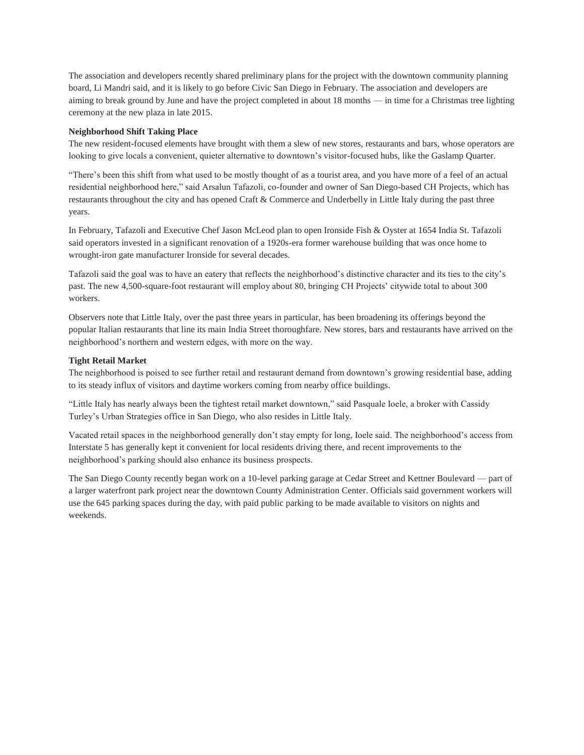The association and developers recently shared preliminary plans for the project with the downtown community planning board, Li Mandri said, and it is likely to go before Civic San Diego in February. The association and developers are aiming to break ground by June and have the project completed in about 18 months — in time for a Christmas tree lighting ceremony at the new plaza in late 2015.

**Neighborhood Shift Taking Place**

The new resident-focused elements have brought with them a slew of new stores, restaurants and bars, whose operators are looking to give locals a convenient, quieter alternative to downtown's visitor-focused hubs, like the Gaslamp Quarter.

"There's been this shift from what used to be mostly thought of as a tourist area, and you have more of a feel of an actual residential neighborhood here," said Arsalun Tafazoli, co-founder and owner of San Diego-based CH Projects, which has restaurants throughout the city and has opened Craft & Commerce and Underbelly in Little Italy during the past three years.

In February, Tafazoli and Executive Chef Jason McLeod plan to open Ironside Fish & Oyster at 1654 India St. Tafazoli said operators invested in a significant renovation of a 1920s-era former warehouse building that was once home to wrought-iron gate manufacturer Ironside for several decades.

Tafazoli said the goal was to have an eatery that reflects the neighborhood's distinctive character and its ties to the city's past. The new 4,500-square-foot restaurant will employ about 80, bringing CH Projects' citywide total to about 300 workers.

Observers note that Little Italy, over the past three years in particular, has been broadening its offerings beyond the popular Italian restaurants that line its main India Street thoroughfare. New stores, bars and restaurants have arrived on the neighborhood's northern and western edges, with more on the way.

**Tight Retail Market**

The neighborhood is poised to see further retail and restaurant demand from downtown's growing residential base, adding to its steady influx of visitors and daytime workers coming from nearby office buildings.

"Little Italy has nearly always been the tightest retail market downtown," said Pasquale Ioele, a broker with Cassidy Turley's Urban Strategies office in San Diego, who also resides in Little Italy.

Vacated retail spaces in the neighborhood generally don't stay empty for long, Ioele said. The neighborhood's access from Interstate 5 has generally kept it convenient for local residents driving there, and recent improvements to the neighborhood's parking should also enhance its business prospects.

The San Diego County recently began work on a 10-level parking garage at Cedar Street and Kettner Boulevard — part of a larger waterfront park project near the downtown County Administration Center. Officials said government workers will use the 645 parking spaces during the day, with paid public parking to be made available to visitors on nights and weekends.